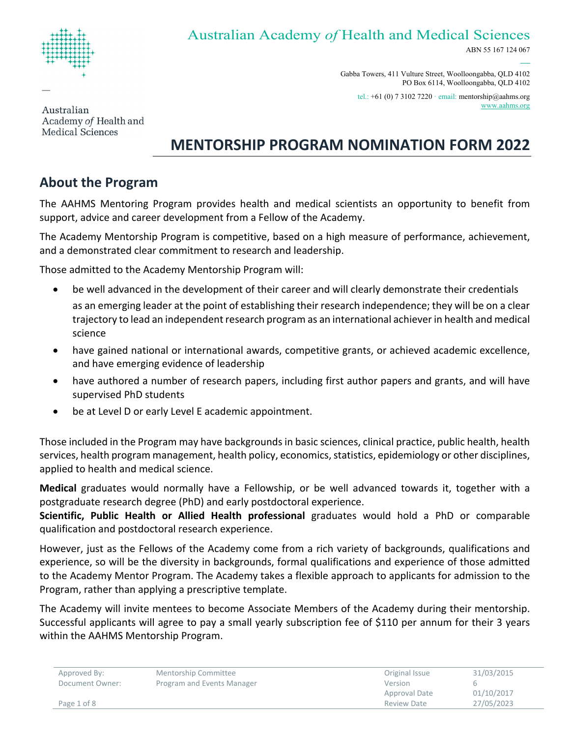Australian Academy *of* Health and Medical Sciences

ABN 55 167 124 067

Gabba Towers, 411 Vulture Street, Woolloongabba, QLD 4102
PO Box 6114, Woolloongabba, QLD 4102

tel.: +61 (0) 7 3102 7220 · email: mentorship@aahms.org
www.aahms.org

Australian
Academy *of* Health and
Medical Sciences

# MENTORSHIP PROGRAM NOMINATION FORM 2022

## About the Program

The AAHMS Mentoring Program provides health and medical scientists an opportunity to benefit from support, advice and career development from a Fellow of the Academy.

The Academy Mentorship Program is competitive, based on a high measure of performance, achievement, and a demonstrated clear commitment to research and leadership.

Those admitted to the Academy Mentorship Program will:

- be well advanced in the development of their career and will clearly demonstrate their credentials as an emerging leader at the point of establishing their research independence; they will be on a clear trajectory to lead an independent research program as an international achiever in health and medical science
- have gained national or international awards, competitive grants, or achieved academic excellence, and have emerging evidence of leadership
- have authored a number of research papers, including first author papers and grants, and will have supervised PhD students
- be at Level D or early Level E academic appointment.

Those included in the Program may have backgrounds in basic sciences, clinical practice, public health, health services, health program management, health policy, economics, statistics, epidemiology or other disciplines, applied to health and medical science.

**Medical** graduates would normally have a Fellowship, or be well advanced towards it, together with a postgraduate research degree (PhD) and early postdoctoral experience.

**Scientific, Public Health or Allied Health professional** graduates would hold a PhD or comparable qualification and postdoctoral research experience.

However, just as the Fellows of the Academy come from a rich variety of backgrounds, qualifications and experience, so will be the diversity in backgrounds, formal qualifications and experience of those admitted to the Academy Mentor Program. The Academy takes a flexible approach to applicants for admission to the Program, rather than applying a prescriptive template.

The Academy will invite mentees to become Associate Members of the Academy during their mentorship. Successful applicants will agree to pay a small yearly subscription fee of $110 per annum for their 3 years within the AAHMS Mentorship Program.

| Approved By: | Mentorship Committee | Original Issue | 31/03/2015 |
|---|---|---|---|
| Document Owner: | Program and Events Manager | Version | 6 |
| | | Approval Date | 01/10/2017 |
| | | Review Date | 27/05/2023 |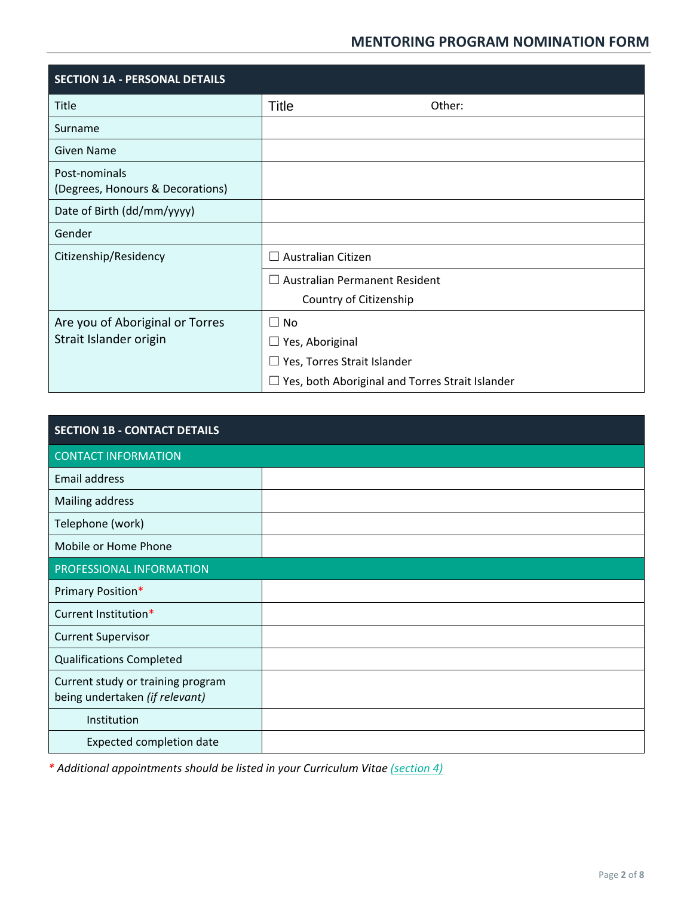## MENTORING PROGRAM NOMINATION FORM

| SECTION 1A - PERSONAL DETAILS | |
|---|---|
| Title | Title Other: |
| Surname | |
| Given Name | |
| Post-nominals (Degrees, Honours & Decorations) | |
| Date of Birth (dd/mm/yyyy) | |
| Gender | |
| Citizenship/Residency | ☐ Australian Citizen |
| | ☐ Australian Permanent Resident<br>Country of Citizenship |
| Are you of Aboriginal or Torres Strait Islander origin | ☐ No<br>☐ Yes, Aboriginal<br>☐ Yes, Torres Strait Islander<br>☐ Yes, both Aboriginal and Torres Strait Islander |

| SECTION 1B - CONTACT DETAILS | |
|---|---|
| CONTACT INFORMATION | |
| Email address | |
| Mailing address | |
| Telephone (work) | |
| Mobile or Home Phone | |
| PROFESSIONAL INFORMATION | |
| Primary Position* | |
| Current Institution* | |
| Current Supervisor | |
| Qualifications Completed | |
| Current study or training program being undertaken *(if relevant)* | |
| Institution | |
| Expected completion date | |

*\* Additional appointments should be listed in your Curriculum Vitae (section 4)*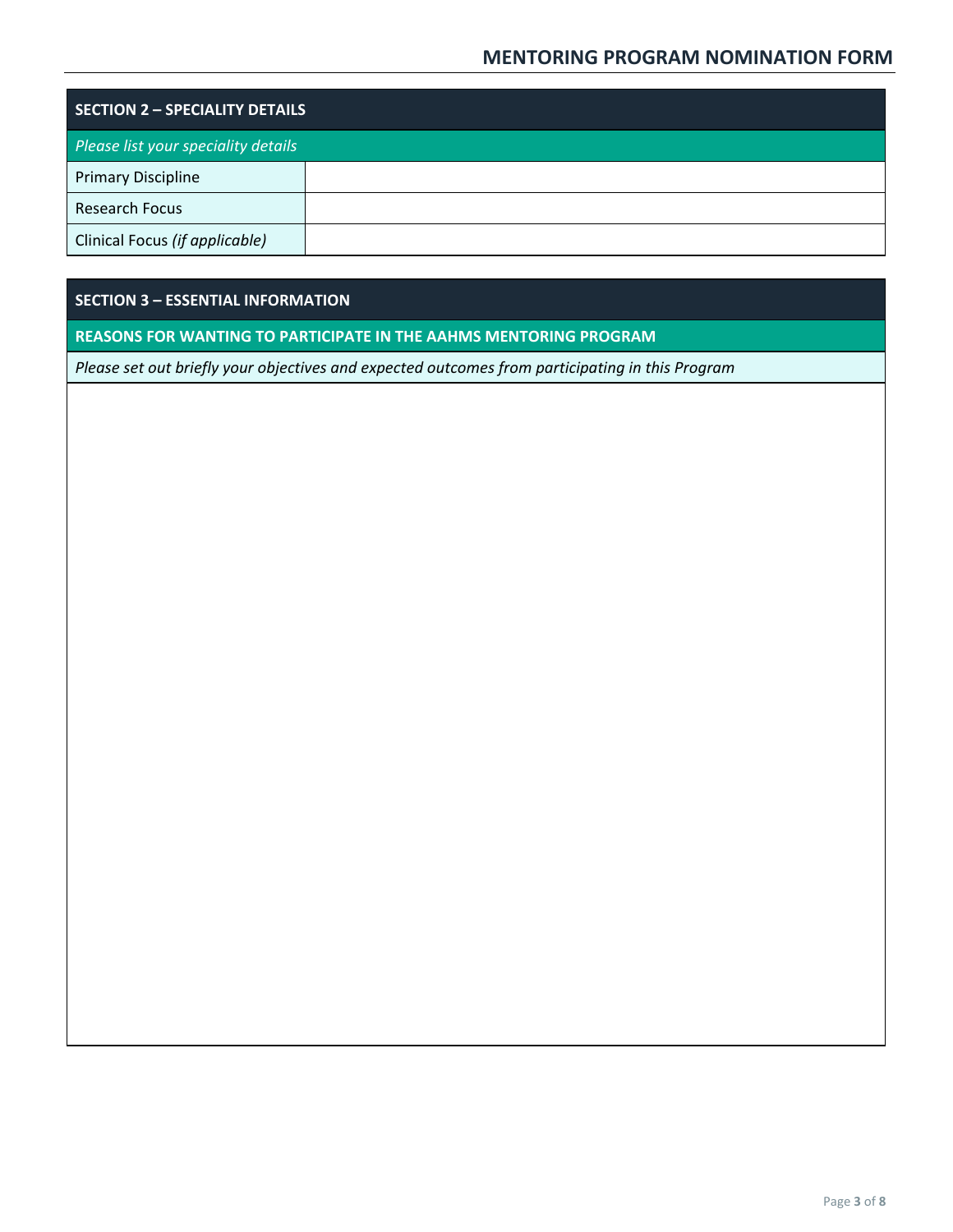## SECTION 2 – SPECIALITY DETAILS

*Please list your speciality details*

| | |
|---|---|
| Primary Discipline | |
| Research Focus | |
| Clinical Focus *(if applicable)* | |

## SECTION 3 – ESSENTIAL INFORMATION

**REASONS FOR WANTING TO PARTICIPATE IN THE AAHMS MENTORING PROGRAM**

*Please set out briefly your objectives and expected outcomes from participating in this Program*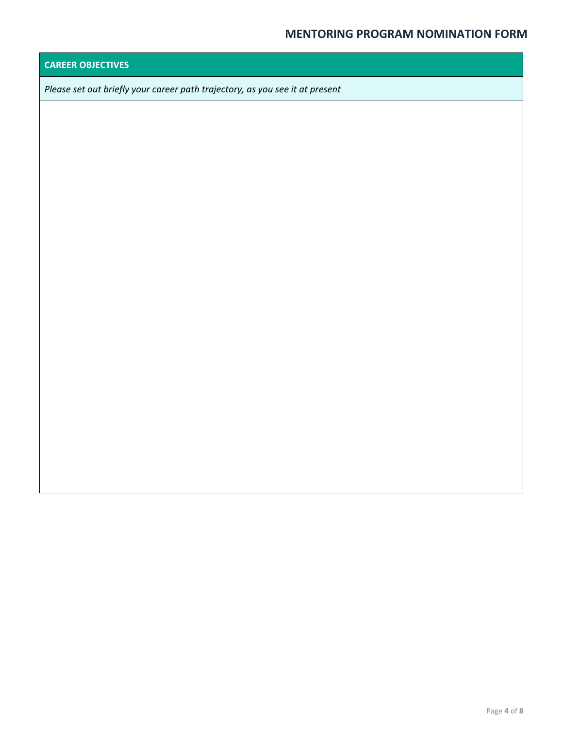## CAREER OBJECTIVES

*Please set out briefly your career path trajectory, as you see it at present*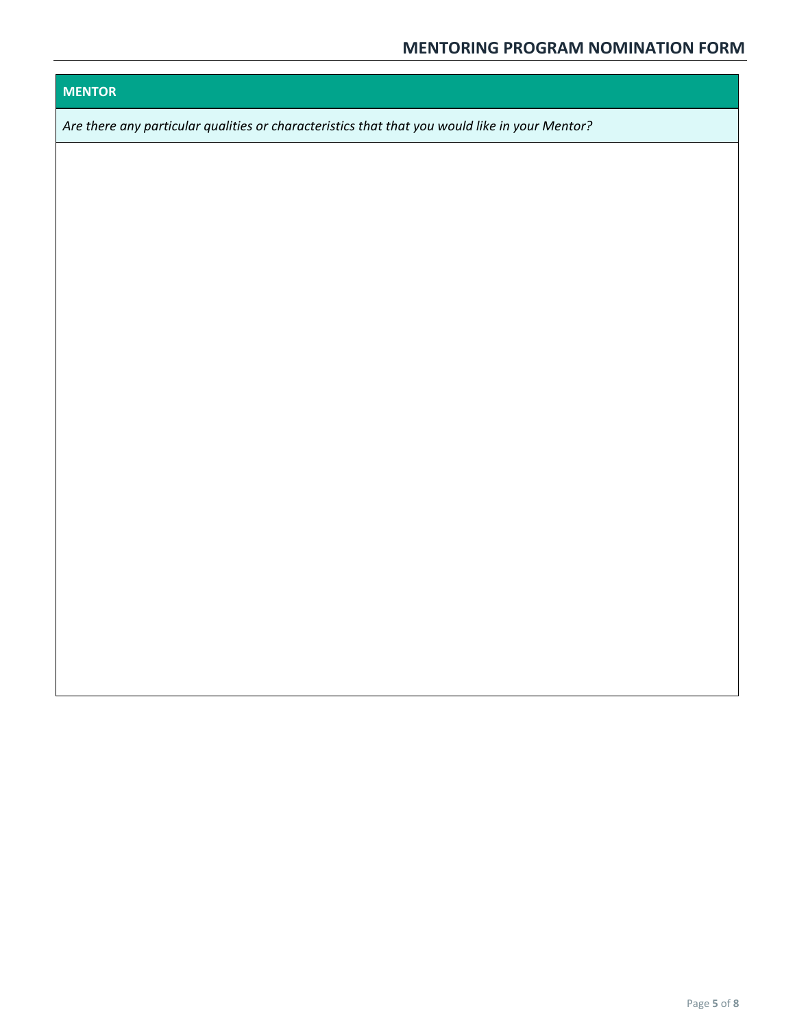## MENTOR

*Are there any particular qualities or characteristics that that you would like in your Mentor?*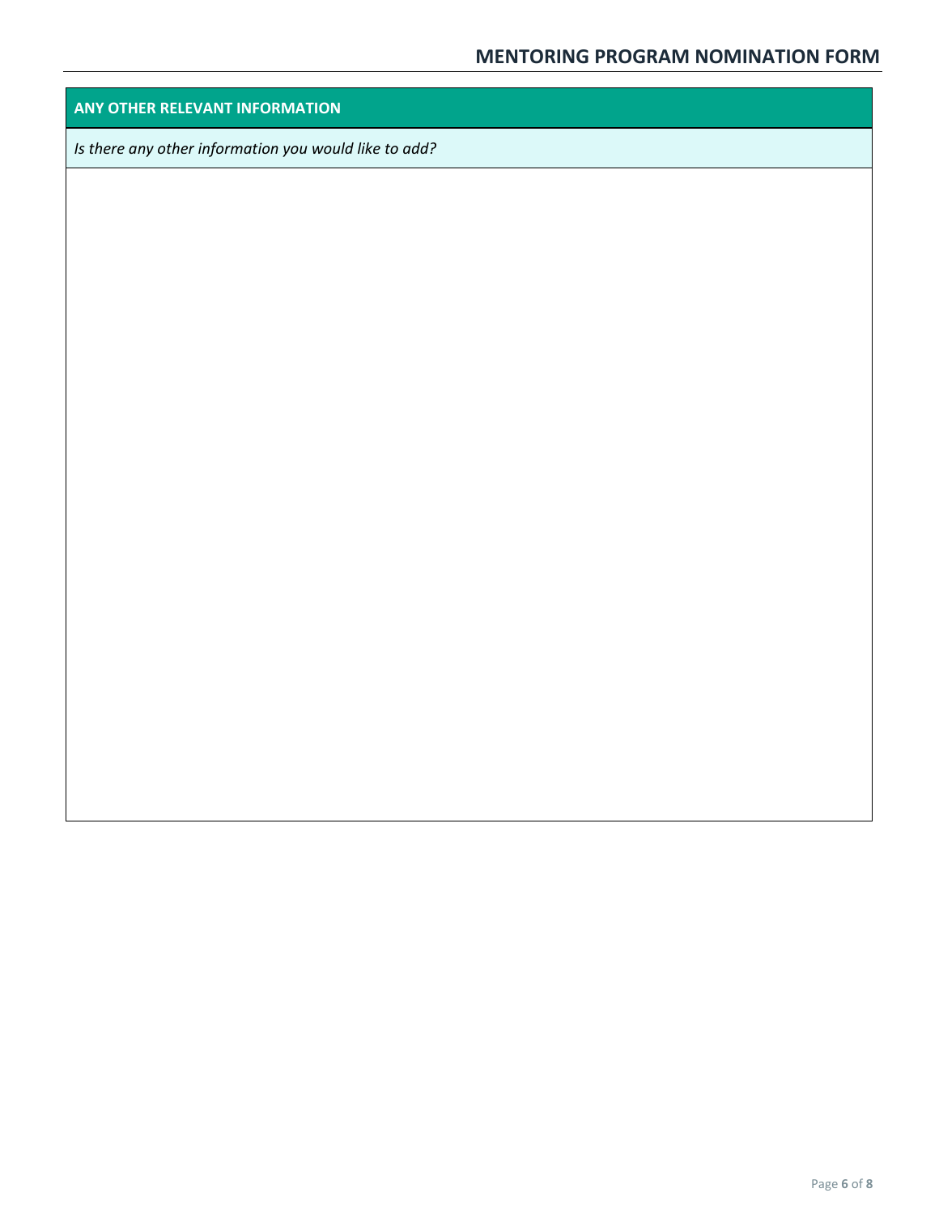## ANY OTHER RELEVANT INFORMATION

*Is there any other information you would like to add?*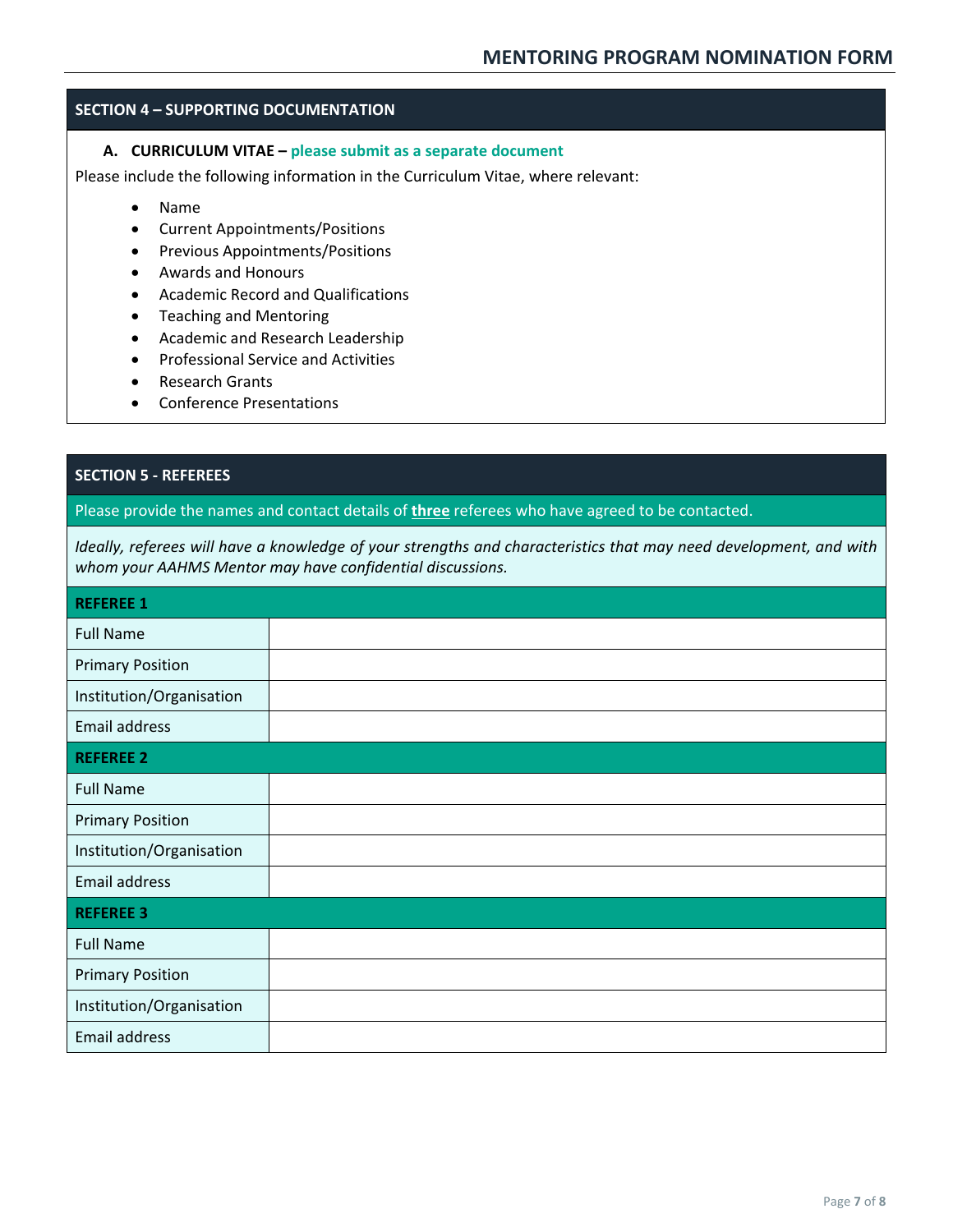## SECTION 4 – SUPPORTING DOCUMENTATION

**A. CURRICULUM VITAE – please submit as a separate document**

Please include the following information in the Curriculum Vitae, where relevant:

- Name
- Current Appointments/Positions
- Previous Appointments/Positions
- Awards and Honours
- Academic Record and Qualifications
- Teaching and Mentoring
- Academic and Research Leadership
- Professional Service and Activities
- Research Grants
- Conference Presentations

## SECTION 5 - REFEREES

Please provide the names and contact details of **three** referees who have agreed to be contacted.

*Ideally, referees will have a knowledge of your strengths and characteristics that may need development, and with whom your AAHMS Mentor may have confidential discussions.*

| **REFEREE 1** | |
|---|---|
| Full Name | |
| Primary Position | |
| Institution/Organisation | |
| Email address | |
| **REFEREE 2** | |
| Full Name | |
| Primary Position | |
| Institution/Organisation | |
| Email address | |
| **REFEREE 3** | |
| Full Name | |
| Primary Position | |
| Institution/Organisation | |
| Email address | |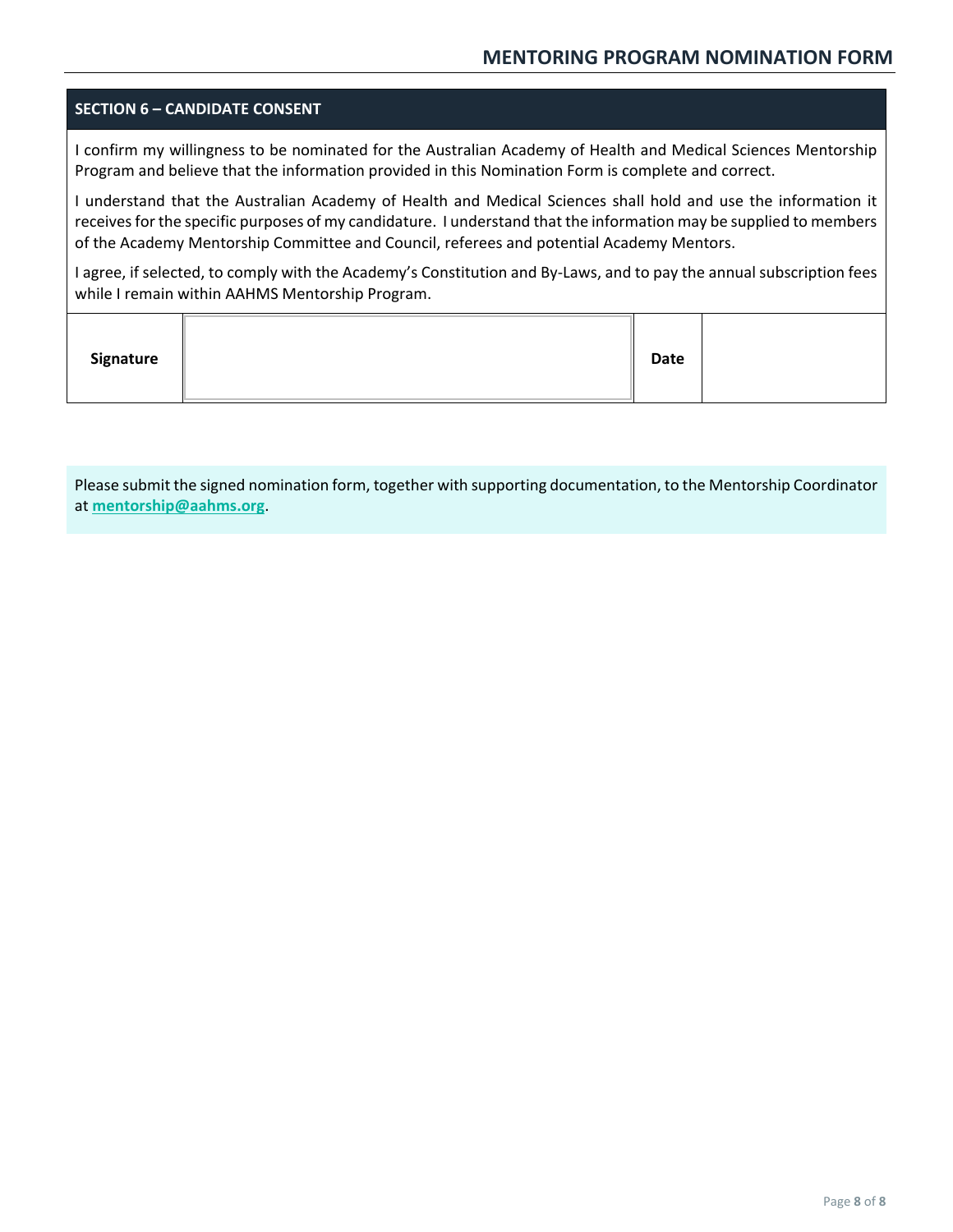## SECTION 6 – CANDIDATE CONSENT

I confirm my willingness to be nominated for the Australian Academy of Health and Medical Sciences Mentorship Program and believe that the information provided in this Nomination Form is complete and correct.

I understand that the Australian Academy of Health and Medical Sciences shall hold and use the information it receives for the specific purposes of my candidature. I understand that the information may be supplied to members of the Academy Mentorship Committee and Council, referees and potential Academy Mentors.

I agree, if selected, to comply with the Academy's Constitution and By-Laws, and to pay the annual subscription fees while I remain within AAHMS Mentorship Program.

| | | | |
|---|---|---|---|
| **Signature** | | **Date** | |

Please submit the signed nomination form, together with supporting documentation, to the Mentorship Coordinator at **mentorship@aahms.org**.